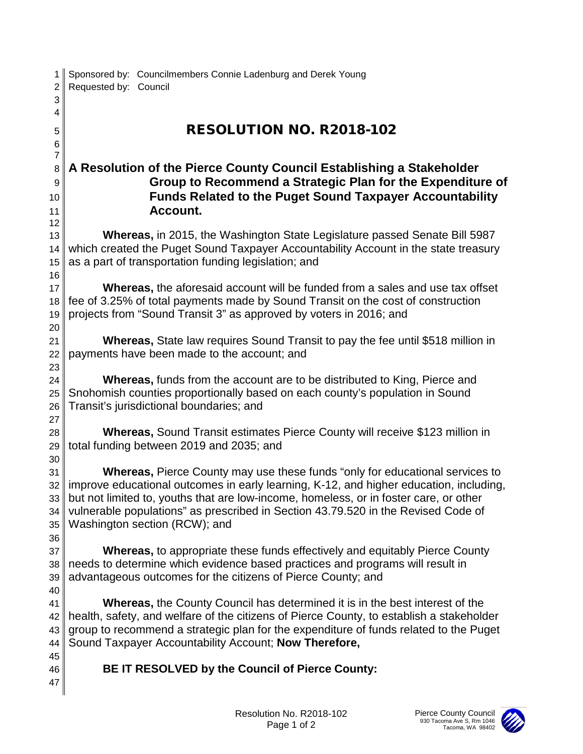Sponsored by: Councilmembers Connie Ladenburg and Derek Young
Requested by: Council

# RESOLUTION NO. R2018-102

**A Resolution of the Pierce County Council Establishing a Stakeholder Group to Recommend a Strategic Plan for the Expenditure of Funds Related to the Puget Sound Taxpayer Accountability Account.**

**Whereas,** in 2015, the Washington State Legislature passed Senate Bill 5987 which created the Puget Sound Taxpayer Accountability Account in the state treasury as a part of transportation funding legislation; and

**Whereas,** the aforesaid account will be funded from a sales and use tax offset fee of 3.25% of total payments made by Sound Transit on the cost of construction projects from "Sound Transit 3" as approved by voters in 2016; and

**Whereas,** State law requires Sound Transit to pay the fee until $518 million in payments have been made to the account; and

**Whereas,** funds from the account are to be distributed to King, Pierce and Snohomish counties proportionally based on each county's population in Sound Transit's jurisdictional boundaries; and

**Whereas,** Sound Transit estimates Pierce County will receive $123 million in total funding between 2019 and 2035; and

**Whereas,** Pierce County may use these funds "only for educational services to improve educational outcomes in early learning, K-12, and higher education, including, but not limited to, youths that are low-income, homeless, or in foster care, or other vulnerable populations" as prescribed in Section 43.79.520 in the Revised Code of Washington section (RCW); and

**Whereas,** to appropriate these funds effectively and equitably Pierce County needs to determine which evidence based practices and programs will result in advantageous outcomes for the citizens of Pierce County; and

**Whereas,** the County Council has determined it is in the best interest of the health, safety, and welfare of the citizens of Pierce County, to establish a stakeholder group to recommend a strategic plan for the expenditure of funds related to the Puget Sound Taxpayer Accountability Account; **Now Therefore,**

**BE IT RESOLVED by the Council of Pierce County:**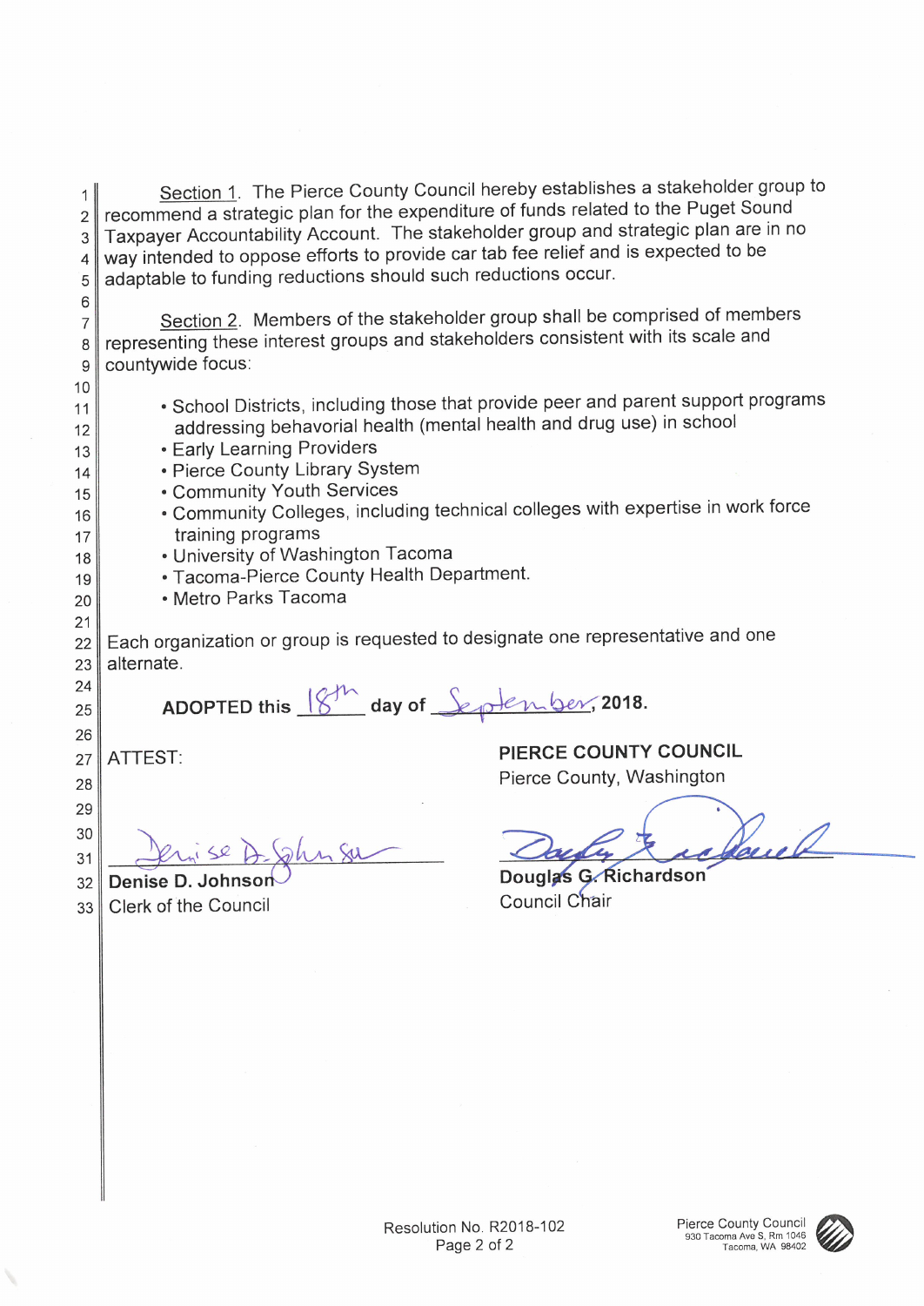<u>Section 1</u>. The Pierce County Council hereby establishes a stakeholder group to recommend a strategic plan for the expenditure of funds related to the Puget Sound Taxpayer Accountability Account. The stakeholder group and strategic plan are in no way intended to oppose efforts to provide car tab fee relief and is expected to be adaptable to funding reductions should such reductions occur.

<u>Section 2</u>. Members of the stakeholder group shall be comprised of members representing these interest groups and stakeholders consistent with its scale and countywide focus:

- School Districts, including those that provide peer and parent support programs addressing behavorial health (mental health and drug use) in school
- Early Learning Providers
- Pierce County Library System
- Community Youth Services
- Community Colleges, including technical colleges with expertise in work force training programs
- University of Washington Tacoma
- Tacoma-Pierce County Health Department.
- Metro Parks Tacoma

Each organization or group is requested to designate one representative and one alternate.

**ADOPTED this 18th day of September, 2018.**

ATTEST:

Denise D. Johnson
**Denise D. Johnson**
Clerk of the Council

**PIERCE COUNTY COUNCIL**
Pierce County, Washington

Douglas G. Richardson
**Douglas G. Richardson**
Council Chair